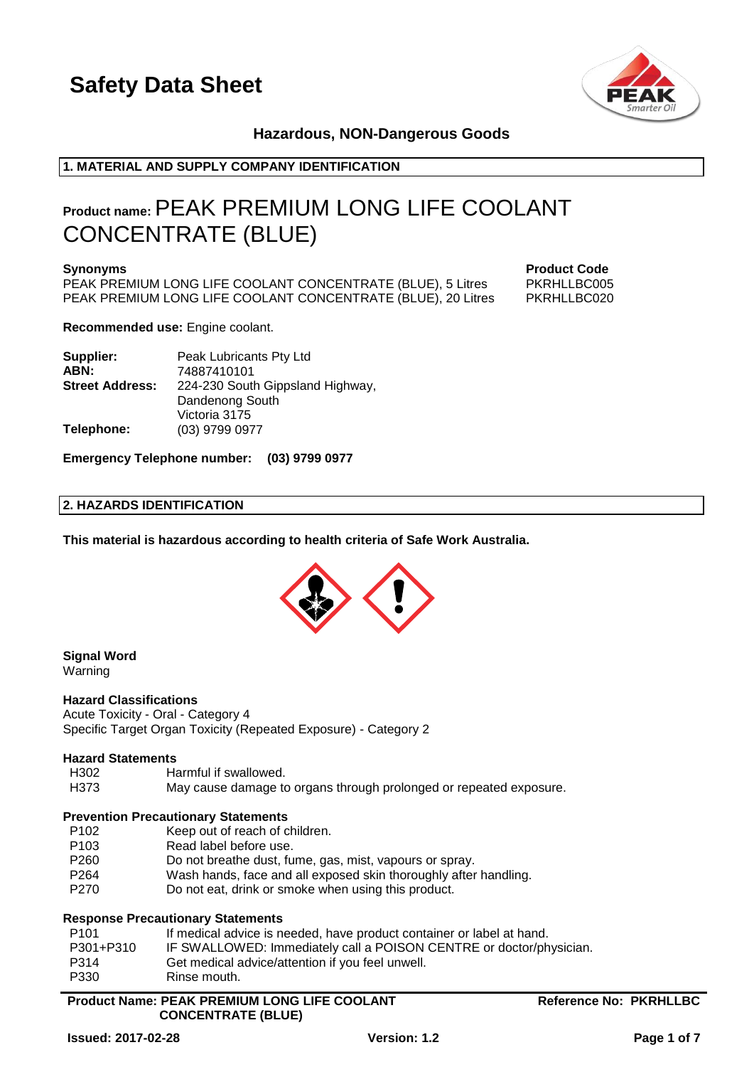# Safety Data Sheet

**Hazardous, NON-Dangerous Goods**

## 1. MATERIAL AND SUPPLY COMPANY IDENTIFICATION

**Product name:** PEAK PREMIUM LONG LIFE COOLANT CONCENTRATE (BLUE)

| **Synonyms** | **Product Code** |
|---|---|
| PEAK PREMIUM LONG LIFE COOLANT CONCENTRATE (BLUE), 5 Litres | PKRHLLBC005 |
| PEAK PREMIUM LONG LIFE COOLANT CONCENTRATE (BLUE), 20 Litres | PKRHLLBC020 |

**Recommended use:** Engine coolant.

| | |
|---|---|
| **Supplier:** | Peak Lubricants Pty Ltd |
| **ABN:** | 74887410101 |
| **Street Address:** | 224-230 South Gippsland Highway, Dandenong South Victoria 3175 |
| **Telephone:** | (03) 9799 0977 |

**Emergency Telephone number: (03) 9799 0977**

## 2. HAZARDS IDENTIFICATION

**This material is hazardous according to health criteria of Safe Work Australia.**

**Signal Word**
Warning

**Hazard Classifications**
Acute Toxicity - Oral - Category 4
Specific Target Organ Toxicity (Repeated Exposure) - Category 2

**Hazard Statements**

| | |
|---|---|
| H302 | Harmful if swallowed. |
| H373 | May cause damage to organs through prolonged or repeated exposure. |

**Prevention Precautionary Statements**

| | |
|---|---|
| P102 | Keep out of reach of children. |
| P103 | Read label before use. |
| P260 | Do not breathe dust, fume, gas, mist, vapours or spray. |
| P264 | Wash hands, face and all exposed skin thoroughly after handling. |
| P270 | Do not eat, drink or smoke when using this product. |

**Response Precautionary Statements**

| | |
|---|---|
| P101 | If medical advice is needed, have product container or label at hand. |
| P301+P310 | IF SWALLOWED: Immediately call a POISON CENTRE or doctor/physician. |
| P314 | Get medical advice/attention if you feel unwell. |
| P330 | Rinse mouth. |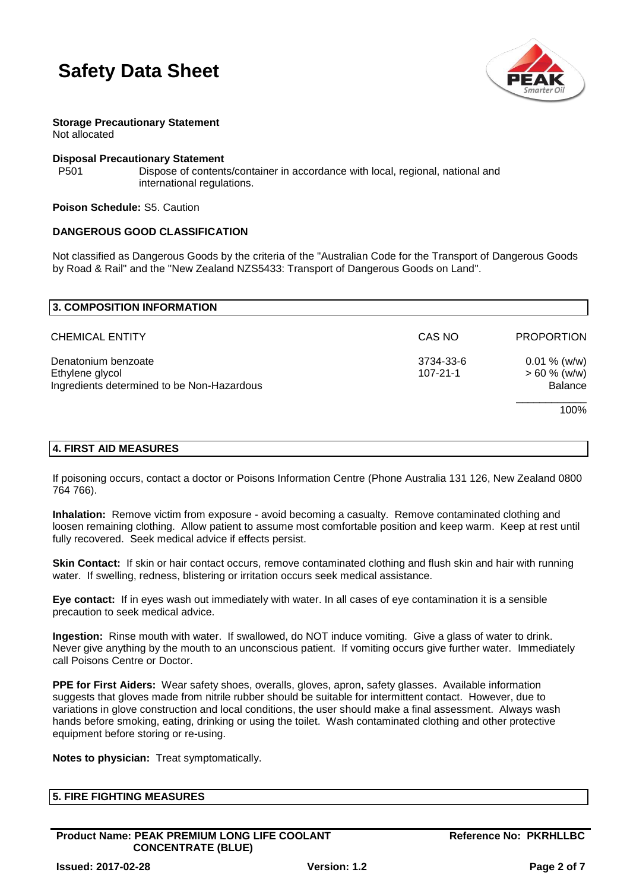**Storage Precautionary Statement**
Not allocated

**Disposal Precautionary Statement**

P501 Dispose of contents/container in accordance with local, regional, national and international regulations.

**Poison Schedule:** S5. Caution

**DANGEROUS GOOD CLASSIFICATION**

Not classified as Dangerous Goods by the criteria of the "Australian Code for the Transport of Dangerous Goods by Road & Rail" and the "New Zealand NZS5433: Transport of Dangerous Goods on Land".

## 3. COMPOSITION INFORMATION

| CHEMICAL ENTITY | CAS NO | PROPORTION |
|---|---|---|
| Denatonium benzoate | 3734-33-6 | 0.01 % (w/w) |
| Ethylene glycol | 107-21-1 | > 60 % (w/w) |
| Ingredients determined to be Non-Hazardous | | Balance |
| | | 100% |

## 4. FIRST AID MEASURES

If poisoning occurs, contact a doctor or Poisons Information Centre (Phone Australia 131 126, New Zealand 0800 764 766).

**Inhalation:** Remove victim from exposure - avoid becoming a casualty. Remove contaminated clothing and loosen remaining clothing. Allow patient to assume most comfortable position and keep warm. Keep at rest until fully recovered. Seek medical advice if effects persist.

**Skin Contact:** If skin or hair contact occurs, remove contaminated clothing and flush skin and hair with running water. If swelling, redness, blistering or irritation occurs seek medical assistance.

**Eye contact:** If in eyes wash out immediately with water. In all cases of eye contamination it is a sensible precaution to seek medical advice.

**Ingestion:** Rinse mouth with water. If swallowed, do NOT induce vomiting. Give a glass of water to drink. Never give anything by the mouth to an unconscious patient. If vomiting occurs give further water. Immediately call Poisons Centre or Doctor.

**PPE for First Aiders:** Wear safety shoes, overalls, gloves, apron, safety glasses. Available information suggests that gloves made from nitrile rubber should be suitable for intermittent contact. However, due to variations in glove construction and local conditions, the user should make a final assessment. Always wash hands before smoking, eating, drinking or using the toilet. Wash contaminated clothing and other protective equipment before storing or re-using.

**Notes to physician:** Treat symptomatically.

## 5. FIRE FIGHTING MEASURES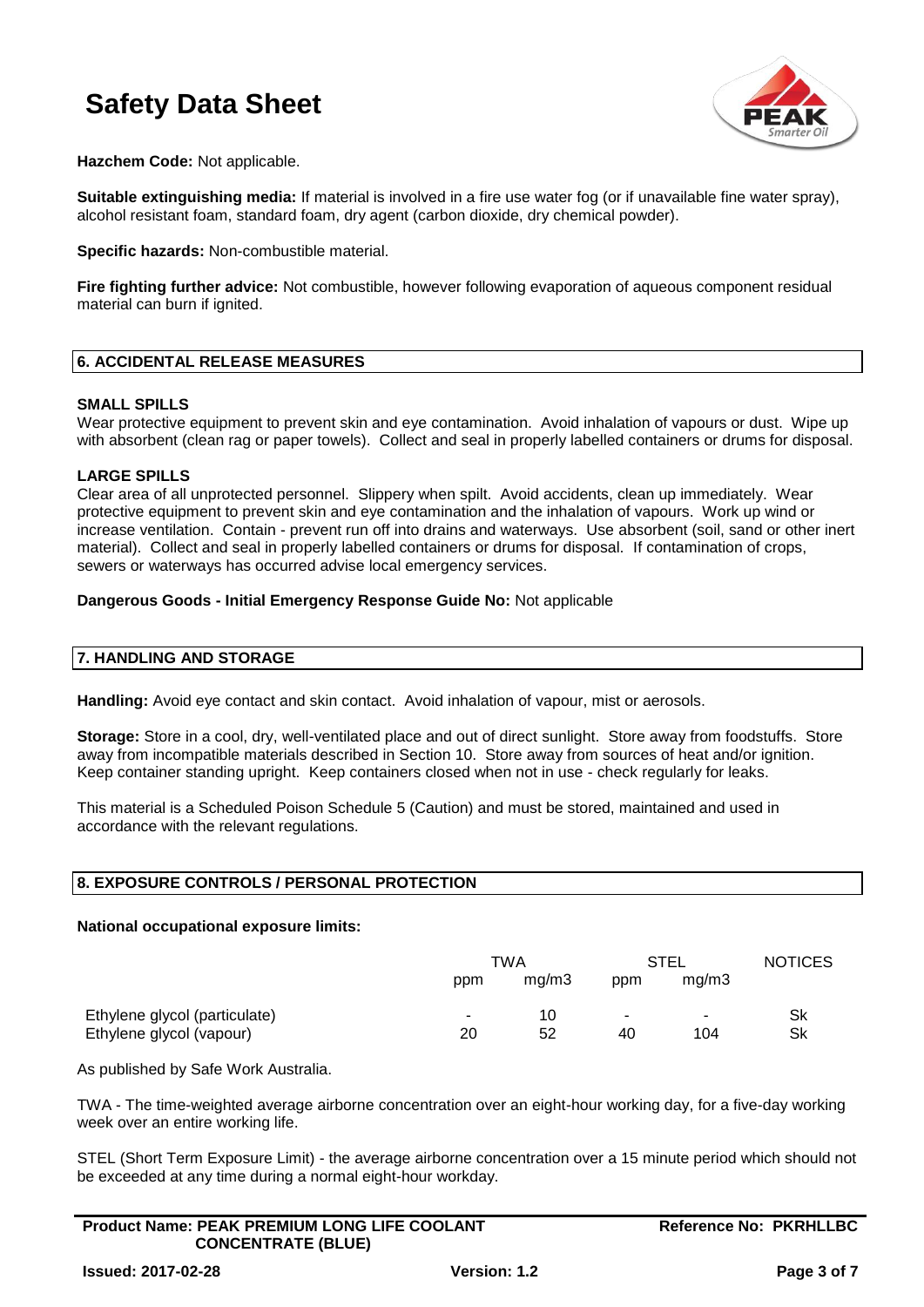**Hazchem Code:** Not applicable.

**Suitable extinguishing media:** If material is involved in a fire use water fog (or if unavailable fine water spray), alcohol resistant foam, standard foam, dry agent (carbon dioxide, dry chemical powder).

**Specific hazards:** Non-combustible material.

**Fire fighting further advice:** Not combustible, however following evaporation of aqueous component residual material can burn if ignited.

## 6. ACCIDENTAL RELEASE MEASURES

### SMALL SPILLS

Wear protective equipment to prevent skin and eye contamination. Avoid inhalation of vapours or dust. Wipe up with absorbent (clean rag or paper towels). Collect and seal in properly labelled containers or drums for disposal.

### LARGE SPILLS

Clear area of all unprotected personnel. Slippery when spilt. Avoid accidents, clean up immediately. Wear protective equipment to prevent skin and eye contamination and the inhalation of vapours. Work up wind or increase ventilation. Contain - prevent run off into drains and waterways. Use absorbent (soil, sand or other inert material). Collect and seal in properly labelled containers or drums for disposal. If contamination of crops, sewers or waterways has occurred advise local emergency services.

**Dangerous Goods - Initial Emergency Response Guide No:** Not applicable

## 7. HANDLING AND STORAGE

**Handling:** Avoid eye contact and skin contact. Avoid inhalation of vapour, mist or aerosols.

**Storage:** Store in a cool, dry, well-ventilated place and out of direct sunlight. Store away from foodstuffs. Store away from incompatible materials described in Section 10. Store away from sources of heat and/or ignition. Keep container standing upright. Keep containers closed when not in use - check regularly for leaks.

This material is a Scheduled Poison Schedule 5 (Caution) and must be stored, maintained and used in accordance with the relevant regulations.

## 8. EXPOSURE CONTROLS / PERSONAL PROTECTION

**National occupational exposure limits:**

| | TWA | | STEL | | NOTICES |
|---|---|---|---|---|---|
| | ppm | mg/m3 | ppm | mg/m3 | |
| Ethylene glycol (particulate) | - | 10 | - | - | Sk |
| Ethylene glycol (vapour) | 20 | 52 | 40 | 104 | Sk |

As published by Safe Work Australia.

TWA - The time-weighted average airborne concentration over an eight-hour working day, for a five-day working week over an entire working life.

STEL (Short Term Exposure Limit) - the average airborne concentration over a 15 minute period which should not be exceeded at any time during a normal eight-hour workday.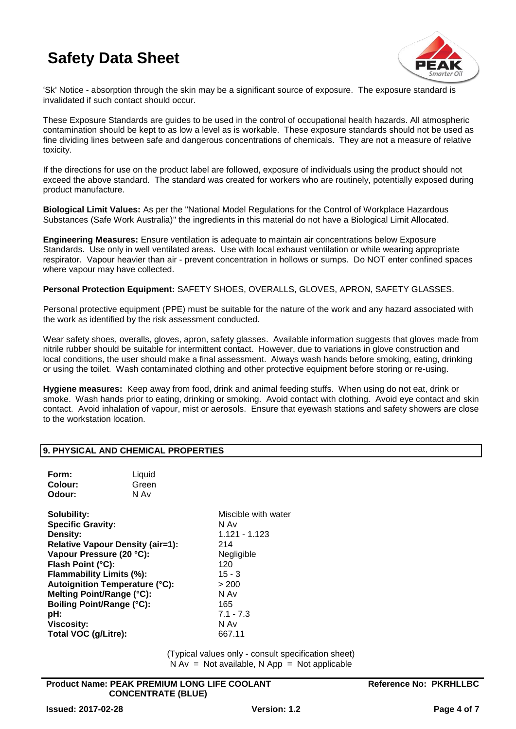'Sk' Notice - absorption through the skin may be a significant source of exposure. The exposure standard is invalidated if such contact should occur.

These Exposure Standards are guides to be used in the control of occupational health hazards. All atmospheric contamination should be kept to as low a level as is workable. These exposure standards should not be used as fine dividing lines between safe and dangerous concentrations of chemicals. They are not a measure of relative toxicity.

If the directions for use on the product label are followed, exposure of individuals using the product should not exceed the above standard. The standard was created for workers who are routinely, potentially exposed during product manufacture.

**Biological Limit Values:** As per the "National Model Regulations for the Control of Workplace Hazardous Substances (Safe Work Australia)" the ingredients in this material do not have a Biological Limit Allocated.

**Engineering Measures:** Ensure ventilation is adequate to maintain air concentrations below Exposure Standards. Use only in well ventilated areas. Use with local exhaust ventilation or while wearing appropriate respirator. Vapour heavier than air - prevent concentration in hollows or sumps. Do NOT enter confined spaces where vapour may have collected.

**Personal Protection Equipment:** SAFETY SHOES, OVERALLS, GLOVES, APRON, SAFETY GLASSES.

Personal protective equipment (PPE) must be suitable for the nature of the work and any hazard associated with the work as identified by the risk assessment conducted.

Wear safety shoes, overalls, gloves, apron, safety glasses. Available information suggests that gloves made from nitrile rubber should be suitable for intermittent contact. However, due to variations in glove construction and local conditions, the user should make a final assessment. Always wash hands before smoking, eating, drinking or using the toilet. Wash contaminated clothing and other protective equipment before storing or re-using.

**Hygiene measures:** Keep away from food, drink and animal feeding stuffs. When using do not eat, drink or smoke. Wash hands prior to eating, drinking or smoking. Avoid contact with clothing. Avoid eye contact and skin contact. Avoid inhalation of vapour, mist or aerosols. Ensure that eyewash stations and safety showers are close to the workstation location.

## 9. PHYSICAL AND CHEMICAL PROPERTIES

**Form:** Liquid
**Colour:** Green
**Odour:** N Av

| | |
|---|---|
| **Solubility:** | Miscible with water |
| **Specific Gravity:** | N Av |
| **Density:** | 1.121 - 1.123 |
| **Relative Vapour Density (air=1):** | 214 |
| **Vapour Pressure (20 °C):** | Negligible |
| **Flash Point (°C):** | 120 |
| **Flammability Limits (%):** | 15 - 3 |
| **Autoignition Temperature (°C):** | > 200 |
| **Melting Point/Range (°C):** | N Av |
| **Boiling Point/Range (°C):** | 165 |
| **pH:** | 7.1 - 7.3 |
| **Viscosity:** | N Av |
| **Total VOC (g/Litre):** | 667.11 |

(Typical values only - consult specification sheet)
N Av = Not available, N App = Not applicable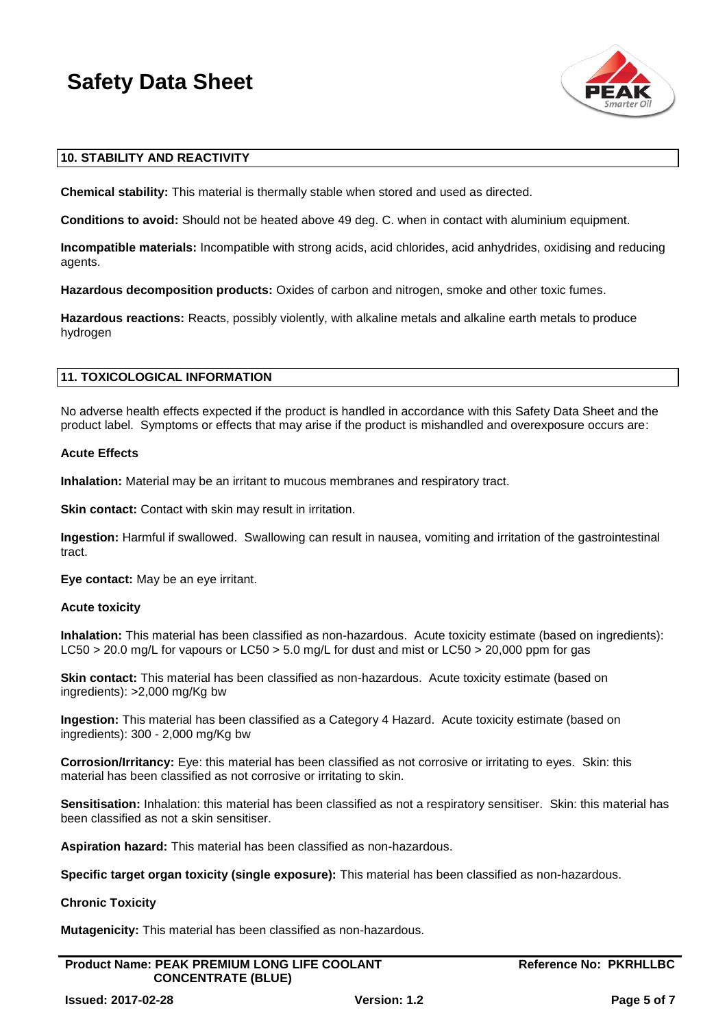## 10. STABILITY AND REACTIVITY

**Chemical stability:** This material is thermally stable when stored and used as directed.

**Conditions to avoid:** Should not be heated above 49 deg. C. when in contact with aluminium equipment.

**Incompatible materials:** Incompatible with strong acids, acid chlorides, acid anhydrides, oxidising and reducing agents.

**Hazardous decomposition products:** Oxides of carbon and nitrogen, smoke and other toxic fumes.

**Hazardous reactions:** Reacts, possibly violently, with alkaline metals and alkaline earth metals to produce hydrogen

## 11. TOXICOLOGICAL INFORMATION

No adverse health effects expected if the product is handled in accordance with this Safety Data Sheet and the product label. Symptoms or effects that may arise if the product is mishandled and overexposure occurs are:

**Acute Effects**

**Inhalation:** Material may be an irritant to mucous membranes and respiratory tract.

**Skin contact:** Contact with skin may result in irritation.

**Ingestion:** Harmful if swallowed. Swallowing can result in nausea, vomiting and irritation of the gastrointestinal tract.

**Eye contact:** May be an eye irritant.

**Acute toxicity**

**Inhalation:** This material has been classified as non-hazardous. Acute toxicity estimate (based on ingredients): $LC_{50}$ > 20.0 mg/L for vapours or $LC_{50}$ > 5.0 mg/L for dust and mist or $LC_{50}$ > 20,000 ppm for gas

**Skin contact:** This material has been classified as non-hazardous. Acute toxicity estimate (based on ingredients): >2,000 mg/Kg bw

**Ingestion:** This material has been classified as a Category 4 Hazard. Acute toxicity estimate (based on ingredients): 300 - 2,000 mg/Kg bw

**Corrosion/Irritancy:** Eye: this material has been classified as not corrosive or irritating to eyes. Skin: this material has been classified as not corrosive or irritating to skin.

**Sensitisation:** Inhalation: this material has been classified as not a respiratory sensitiser. Skin: this material has been classified as not a skin sensitiser.

**Aspiration hazard:** This material has been classified as non-hazardous.

**Specific target organ toxicity (single exposure):** This material has been classified as non-hazardous.

**Chronic Toxicity**

**Mutagenicity:** This material has been classified as non-hazardous.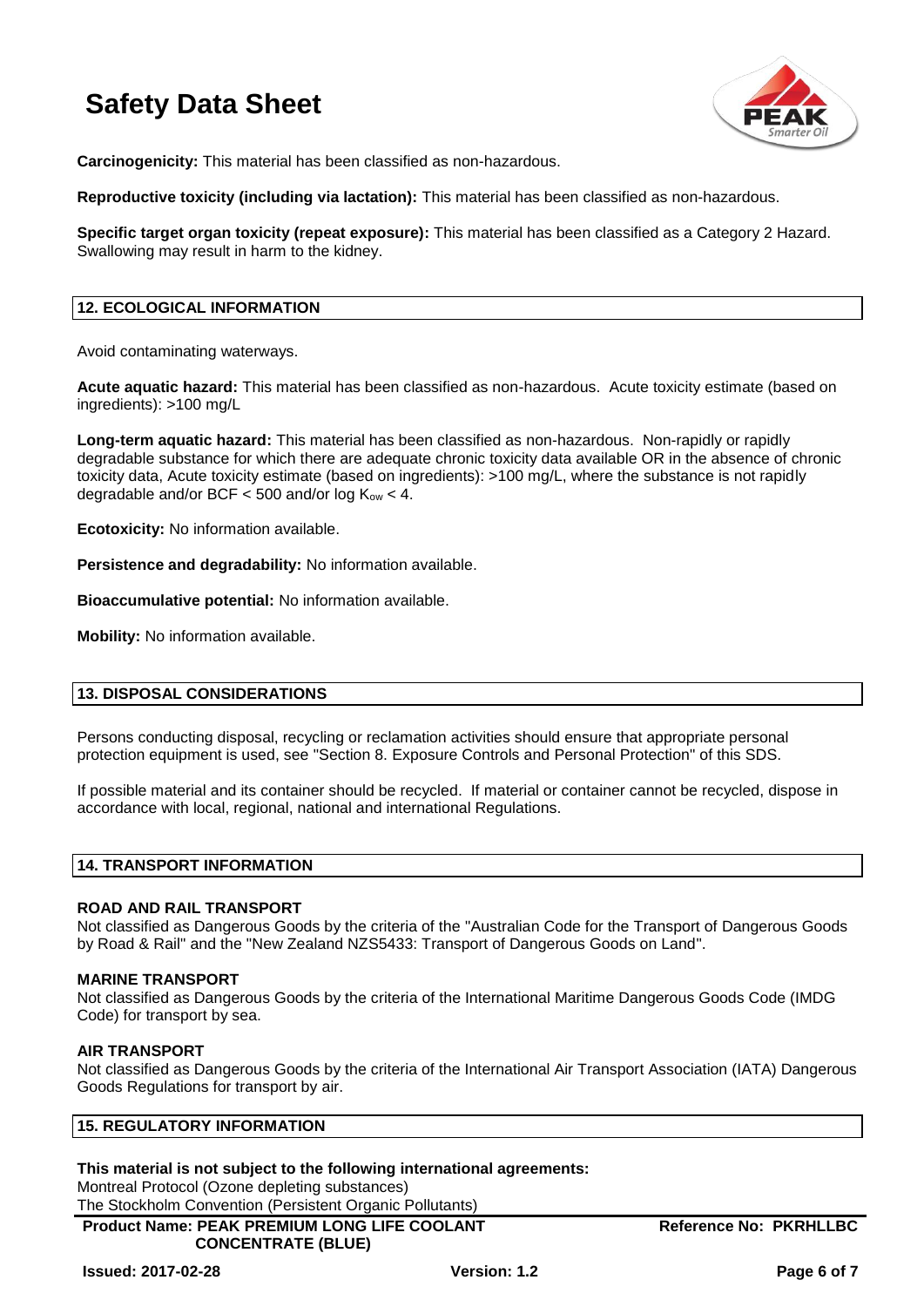**Carcinogenicity:** This material has been classified as non-hazardous.

**Reproductive toxicity (including via lactation):** This material has been classified as non-hazardous.

**Specific target organ toxicity (repeat exposure):** This material has been classified as a Category 2 Hazard. Swallowing may result in harm to the kidney.

## 12. ECOLOGICAL INFORMATION

Avoid contaminating waterways.

**Acute aquatic hazard:** This material has been classified as non-hazardous. Acute toxicity estimate (based on ingredients): >100 mg/L

**Long-term aquatic hazard:** This material has been classified as non-hazardous. Non-rapidly or rapidly degradable substance for which there are adequate chronic toxicity data available OR in the absence of chronic toxicity data, Acute toxicity estimate (based on ingredients): >100 mg/L, where the substance is not rapidly degradable and/or BCF < 500 and/or log $K_{ow}$ < 4.

**Ecotoxicity:** No information available.

**Persistence and degradability:** No information available.

**Bioaccumulative potential:** No information available.

**Mobility:** No information available.

## 13. DISPOSAL CONSIDERATIONS

Persons conducting disposal, recycling or reclamation activities should ensure that appropriate personal protection equipment is used, see "Section 8. Exposure Controls and Personal Protection" of this SDS.

If possible material and its container should be recycled. If material or container cannot be recycled, dispose in accordance with local, regional, national and international Regulations.

## 14. TRANSPORT INFORMATION

**ROAD AND RAIL TRANSPORT**
Not classified as Dangerous Goods by the criteria of the "Australian Code for the Transport of Dangerous Goods by Road & Rail" and the "New Zealand NZS5433: Transport of Dangerous Goods on Land".

**MARINE TRANSPORT**
Not classified as Dangerous Goods by the criteria of the International Maritime Dangerous Goods Code (IMDG Code) for transport by sea.

**AIR TRANSPORT**
Not classified as Dangerous Goods by the criteria of the International Air Transport Association (IATA) Dangerous Goods Regulations for transport by air.

## 15. REGULATORY INFORMATION

**This material is not subject to the following international agreements:**
Montreal Protocol (Ozone depleting substances)
The Stockholm Convention (Persistent Organic Pollutants)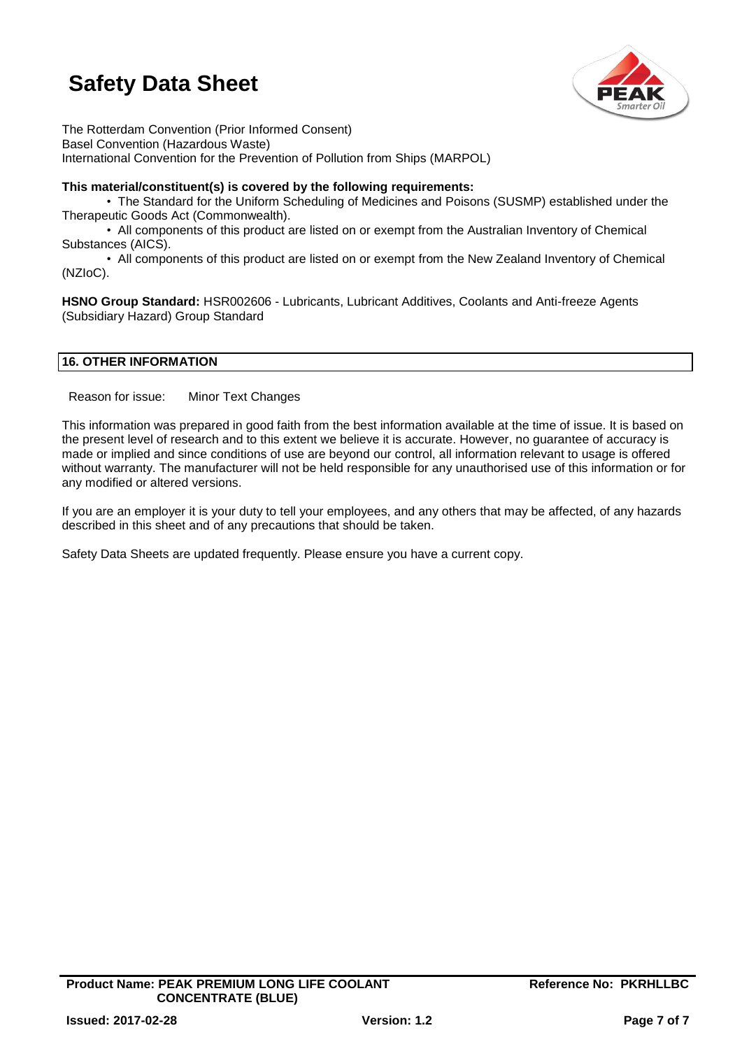The Rotterdam Convention (Prior Informed Consent)
Basel Convention (Hazardous Waste)
International Convention for the Prevention of Pollution from Ships (MARPOL)

**This material/constituent(s) is covered by the following requirements:**

- The Standard for the Uniform Scheduling of Medicines and Poisons (SUSMP) established under the Therapeutic Goods Act (Commonwealth).
- All components of this product are listed on or exempt from the Australian Inventory of Chemical Substances (AICS).
- All components of this product are listed on or exempt from the New Zealand Inventory of Chemical (NZIoC).

**HSNO Group Standard:** HSR002606 - Lubricants, Lubricant Additives, Coolants and Anti-freeze Agents (Subsidiary Hazard) Group Standard

## 16. OTHER INFORMATION

Reason for issue: Minor Text Changes

This information was prepared in good faith from the best information available at the time of issue. It is based on the present level of research and to this extent we believe it is accurate. However, no guarantee of accuracy is made or implied and since conditions of use are beyond our control, all information relevant to usage is offered without warranty. The manufacturer will not be held responsible for any unauthorised use of this information or for any modified or altered versions.

If you are an employer it is your duty to tell your employees, and any others that may be affected, of any hazards described in this sheet and of any precautions that should be taken.

Safety Data Sheets are updated frequently. Please ensure you have a current copy.